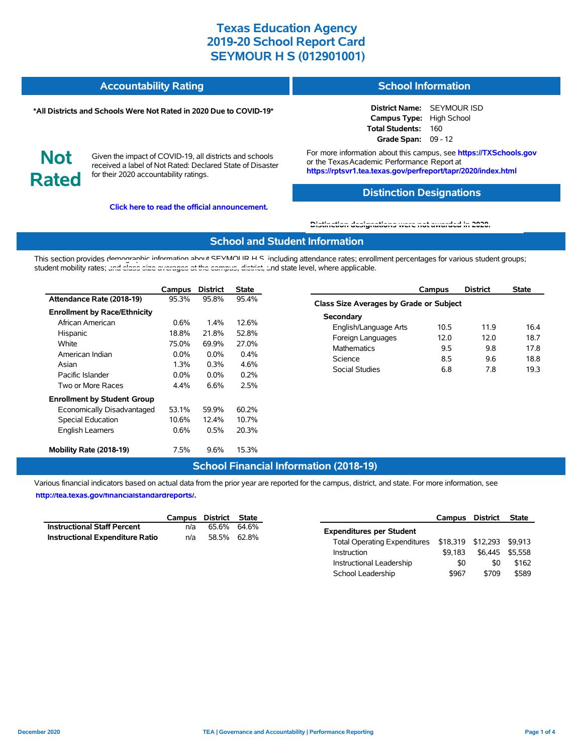# Texas Education Agency
# 2019-20 School Report Card
# SEYMOUR H S (012901001)

## Accountability Rating

**\*All Districts and Schools Were Not Rated in 2020 Due to COVID-19\***

**Not Rated**

Given the impact of COVID-19, all districts and schools received a label of Not Rated: Declared State of Disaster for their 2020 accountability ratings.

**Click here to read the official announcement.**

## School Information

**District Name:** SEYMOUR ISD
**Campus Type:** High School
**Total Students:** 160
**Grade Span:** 09 - 12

For more information about this campus, see **https://TXSchools.gov** or the Texas Academic Performance Report at **https://rptsvr1.tea.texas.gov/perfreport/tapr/2020/index.html**

## Distinction Designations

**Distinction designations were not awarded in 2020.**

## School and Student Information

This section provides demographic information about SEYMOUR H S, including attendance rates; enrollment percentages for various student groups; student mobility rates; and class size averages at the campus, district, and state level, where applicable.

| | Campus | District | State |
|---|---|---|---|
| **Attendance Rate (2018-19)** | 95.3% | 95.8% | 95.4% |
| **Enrollment by Race/Ethnicity** | | | |
| African American | 0.6% | 1.4% | 12.6% |
| Hispanic | 18.8% | 21.8% | 52.8% |
| White | 75.0% | 69.9% | 27.0% |
| American Indian | 0.0% | 0.0% | 0.4% |
| Asian | 1.3% | 0.3% | 4.6% |
| Pacific Islander | 0.0% | 0.0% | 0.2% |
| Two or More Races | 4.4% | 6.6% | 2.5% |
| **Enrollment by Student Group** | | | |
| Economically Disadvantaged | 53.1% | 59.9% | 60.2% |
| Special Education | 10.6% | 12.4% | 10.7% |
| English Learners | 0.6% | 0.5% | 20.3% |
| **Mobility Rate (2018-19)** | 7.5% | 9.6% | 15.3% |

| | Campus | District | State |
|---|---|---|---|
| **Class Size Averages by Grade or Subject** | | | |
| **Secondary** | | | |
| English/Language Arts | 10.5 | 11.9 | 16.4 |
| Foreign Languages | 12.0 | 12.0 | 18.7 |
| Mathematics | 9.5 | 9.8 | 17.8 |
| Science | 8.5 | 9.6 | 18.8 |
| Social Studies | 6.8 | 7.8 | 19.3 |

## School Financial Information (2018-19)

Various financial indicators based on actual data from the prior year are reported for the campus, district, and state. For more information, see **http://tea.texas.gov/financialstandardreports/.**

| | Campus | District | State |
|---|---|---|---|
| **Instructional Staff Percent** | n/a | 65.6% | 64.6% |
| **Instructional Expenditure Ratio** | n/a | 58.5% | 62.8% |

| | Campus | District | State |
|---|---|---|---|
| **Expenditures per Student** | | | |
| Total Operating Expenditures | $18,319 | $12,293 | $9,913 |
| Instruction | $9,183 | $6,445 | $5,558 |
| Instructional Leadership | $0 | $0 | $162 |
| School Leadership | $967 | $709 | $589 |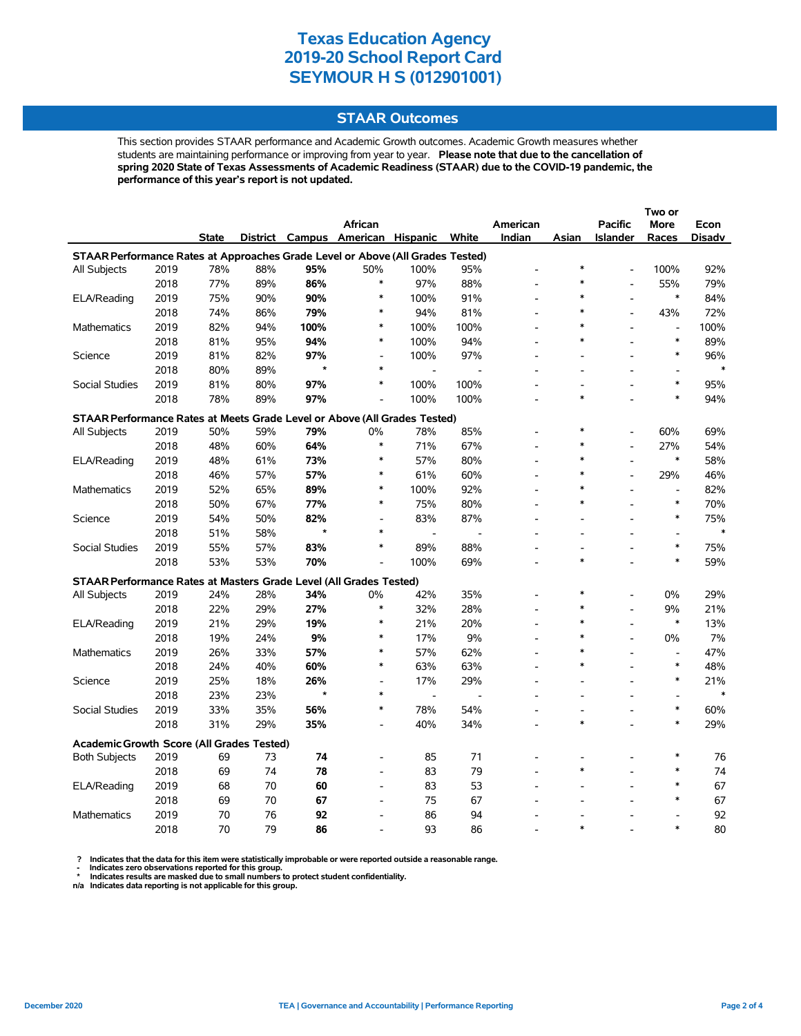# Texas Education Agency
# 2019-20 School Report Card
# SEYMOUR H S (012901001)

## STAAR Outcomes

This section provides STAAR performance and Academic Growth outcomes. Academic Growth measures whether students are maintaining performance or improving from year to year. **Please note that due to the cancellation of spring 2020 State of Texas Assessments of Academic Readiness (STAAR) due to the COVID-19 pandemic, the performance of this year's report is not updated.**

| | | State | District | Campus | African American | Hispanic | White | American Indian | Asian | Pacific Islander | Two or More Races | Econ Disadv |
|---|---|---|---|---|---|---|---|---|---|---|---|---|
| **STAAR Performance Rates at Approaches Grade Level or Above (All Grades Tested)** | | | | | | | | | | | | |
| All Subjects | 2019 | 78% | 88% | **95%** | 50% | 100% | 95% | - | * | - | 100% | 92% |
| | 2018 | 77% | 89% | **86%** | * | 97% | 88% | - | * | - | 55% | 79% |
| ELA/Reading | 2019 | 75% | 90% | **90%** | * | 100% | 91% | - | * | - | * | 84% |
| | 2018 | 74% | 86% | **79%** | * | 94% | 81% | - | * | - | 43% | 72% |
| Mathematics | 2019 | 82% | 94% | **100%** | * | 100% | 100% | - | * | - | - | 100% |
| | 2018 | 81% | 95% | **94%** | * | 100% | 94% | - | * | - | * | 89% |
| Science | 2019 | 81% | 82% | **97%** | - | 100% | 97% | - | - | - | * | 96% |
| | 2018 | 80% | 89% | * | * | - | - | - | - | - | - | * |
| Social Studies | 2019 | 81% | 80% | **97%** | * | 100% | 100% | - | - | - | * | 95% |
| | 2018 | 78% | 89% | **97%** | - | 100% | 100% | - | * | - | * | 94% |
| **STAAR Performance Rates at Meets Grade Level or Above (All Grades Tested)** | | | | | | | | | | | | |
| All Subjects | 2019 | 50% | 59% | **79%** | 0% | 78% | 85% | - | * | - | 60% | 69% |
| | 2018 | 48% | 60% | **64%** | * | 71% | 67% | - | * | - | 27% | 54% |
| ELA/Reading | 2019 | 48% | 61% | **73%** | * | 57% | 80% | - | * | - | * | 58% |
| | 2018 | 46% | 57% | **57%** | * | 61% | 60% | - | * | - | 29% | 46% |
| Mathematics | 2019 | 52% | 65% | **89%** | * | 100% | 92% | - | * | - | - | 82% |
| | 2018 | 50% | 67% | **77%** | * | 75% | 80% | - | * | - | * | 70% |
| Science | 2019 | 54% | 50% | **82%** | - | 83% | 87% | - | - | - | * | 75% |
| | 2018 | 51% | 58% | * | * | - | - | - | - | - | - | * |
| Social Studies | 2019 | 55% | 57% | **83%** | * | 89% | 88% | - | - | - | * | 75% |
| | 2018 | 53% | 53% | **70%** | - | 100% | 69% | - | * | - | * | 59% |
| **STAAR Performance Rates at Masters Grade Level (All Grades Tested)** | | | | | | | | | | | | |
| All Subjects | 2019 | 24% | 28% | **34%** | 0% | 42% | 35% | - | * | - | 0% | 29% |
| | 2018 | 22% | 29% | **27%** | * | 32% | 28% | - | * | - | 9% | 21% |
| ELA/Reading | 2019 | 21% | 29% | **19%** | * | 21% | 20% | - | * | - | * | 13% |
| | 2018 | 19% | 24% | **9%** | * | 17% | 9% | - | * | - | 0% | 7% |
| Mathematics | 2019 | 26% | 33% | **57%** | * | 57% | 62% | - | * | - | - | 47% |
| | 2018 | 24% | 40% | **60%** | * | 63% | 63% | - | * | - | * | 48% |
| Science | 2019 | 25% | 18% | **26%** | - | 17% | 29% | - | - | - | * | 21% |
| | 2018 | 23% | 23% | * | * | - | - | - | - | - | - | * |
| Social Studies | 2019 | 33% | 35% | **56%** | * | 78% | 54% | - | - | - | * | 60% |
| | 2018 | 31% | 29% | **35%** | - | 40% | 34% | - | * | - | * | 29% |
| **Academic Growth Score (All Grades Tested)** | | | | | | | | | | | | |
| Both Subjects | 2019 | 69 | 73 | **74** | - | 85 | 71 | - | - | - | * | 76 |
| | 2018 | 69 | 74 | **78** | - | 83 | 79 | - | * | - | * | 74 |
| ELA/Reading | 2019 | 68 | 70 | **60** | - | 83 | 53 | - | - | - | * | 67 |
| | 2018 | 69 | 70 | **67** | - | 75 | 67 | - | - | - | * | 67 |
| Mathematics | 2019 | 70 | 76 | **92** | - | 86 | 94 | - | - | - | - | 92 |
| | 2018 | 70 | 79 | **86** | - | 93 | 86 | - | * | - | * | 80 |

**? Indicates that the data for this item were statistically improbable or were reported outside a reasonable range.**
**- Indicates zero observations reported for this group.**
*** Indicates results are masked due to small numbers to protect student confidentiality.**
**n/a Indicates data reporting is not applicable for this group.**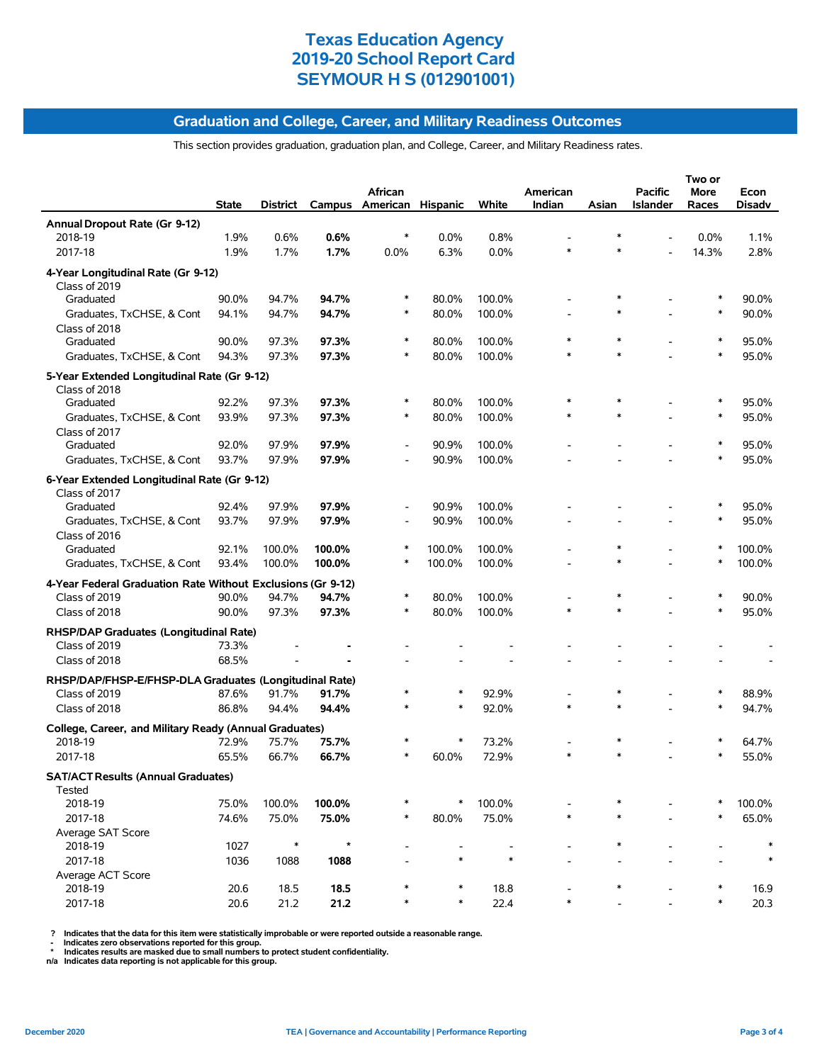# Texas Education Agency
# 2019-20 School Report Card
# SEYMOUR H S (012901001)

## Graduation and College, Career, and Military Readiness Outcomes

This section provides graduation, graduation plan, and College, Career, and Military Readiness rates.

| | State | District | Campus | African American | Hispanic | White | American Indian | Asian | Pacific Islander | Two or More Races | Econ Disadv |
|---|---|---|---|---|---|---|---|---|---|---|---|
| **Annual Dropout Rate (Gr 9-12)** | | | | | | | | | | | |
| 2018-19 | 1.9% | 0.6% | **0.6%** | * | 0.0% | 0.8% | - | * | - | 0.0% | 1.1% |
| 2017-18 | 1.9% | 1.7% | **1.7%** | 0.0% | 6.3% | 0.0% | * | * | - | 14.3% | 2.8% |
| **4-Year Longitudinal Rate (Gr 9-12)** | | | | | | | | | | | |
| Class of 2019 | | | | | | | | | | | |
| Graduated | 90.0% | 94.7% | **94.7%** | * | 80.0% | 100.0% | - | * | - | * | 90.0% |
| Graduates, TxCHSE, & Cont | 94.1% | 94.7% | **94.7%** | * | 80.0% | 100.0% | - | * | - | * | 90.0% |
| Class of 2018 | | | | | | | | | | | |
| Graduated | 90.0% | 97.3% | **97.3%** | * | 80.0% | 100.0% | * | * | - | * | 95.0% |
| Graduates, TxCHSE, & Cont | 94.3% | 97.3% | **97.3%** | * | 80.0% | 100.0% | * | * | - | * | 95.0% |
| **5-Year Extended Longitudinal Rate (Gr 9-12)** | | | | | | | | | | | |
| Class of 2018 | | | | | | | | | | | |
| Graduated | 92.2% | 97.3% | **97.3%** | * | 80.0% | 100.0% | * | * | - | * | 95.0% |
| Graduates, TxCHSE, & Cont | 93.9% | 97.3% | **97.3%** | * | 80.0% | 100.0% | * | * | - | * | 95.0% |
| Class of 2017 | | | | | | | | | | | |
| Graduated | 92.0% | 97.9% | **97.9%** | - | 90.9% | 100.0% | - | - | - | * | 95.0% |
| Graduates, TxCHSE, & Cont | 93.7% | 97.9% | **97.9%** | - | 90.9% | 100.0% | - | - | - | * | 95.0% |
| **6-Year Extended Longitudinal Rate (Gr 9-12)** | | | | | | | | | | | |
| Class of 2017 | | | | | | | | | | | |
| Graduated | 92.4% | 97.9% | **97.9%** | - | 90.9% | 100.0% | - | - | - | * | 95.0% |
| Graduates, TxCHSE, & Cont | 93.7% | 97.9% | **97.9%** | - | 90.9% | 100.0% | - | - | - | * | 95.0% |
| Class of 2016 | | | | | | | | | | | |
| Graduated | 92.1% | 100.0% | **100.0%** | * | 100.0% | 100.0% | - | * | - | * | 100.0% |
| Graduates, TxCHSE, & Cont | 93.4% | 100.0% | **100.0%** | * | 100.0% | 100.0% | - | * | - | * | 100.0% |
| **4-Year Federal Graduation Rate Without Exclusions (Gr 9-12)** | | | | | | | | | | | |
| Class of 2019 | 90.0% | 94.7% | **94.7%** | * | 80.0% | 100.0% | - | * | - | * | 90.0% |
| Class of 2018 | 90.0% | 97.3% | **97.3%** | * | 80.0% | 100.0% | * | * | - | * | 95.0% |
| **RHSP/DAP Graduates (Longitudinal Rate)** | | | | | | | | | | | |
| Class of 2019 | 73.3% | - | **-** | - | - | - | - | - | - | - | - |
| Class of 2018 | 68.5% | - | **-** | - | - | - | - | - | - | - | - |
| **RHSP/DAP/FHSP-E/FHSP-DLA Graduates (Longitudinal Rate)** | | | | | | | | | | | |
| Class of 2019 | 87.6% | 91.7% | **91.7%** | * | * | 92.9% | - | * | - | * | 88.9% |
| Class of 2018 | 86.8% | 94.4% | **94.4%** | * | * | 92.0% | * | * | - | * | 94.7% |
| **College, Career, and Military Ready (Annual Graduates)** | | | | | | | | | | | |
| 2018-19 | 72.9% | 75.7% | **75.7%** | * | * | 73.2% | - | * | - | * | 64.7% |
| 2017-18 | 65.5% | 66.7% | **66.7%** | * | 60.0% | 72.9% | * | * | - | * | 55.0% |
| **SAT/ACT Results (Annual Graduates)** | | | | | | | | | | | |
| Tested | | | | | | | | | | | |
| 2018-19 | 75.0% | 100.0% | **100.0%** | * | * | 100.0% | - | * | - | * | 100.0% |
| 2017-18 | 74.6% | 75.0% | **75.0%** | * | 80.0% | 75.0% | * | * | - | * | 65.0% |
| Average SAT Score | | | | | | | | | | | |
| 2018-19 | 1027 | * | * | - | - | - | - | * | - | - | * |
| 2017-18 | 1036 | 1088 | **1088** | - | * | * | - | - | - | - | * |
| Average ACT Score | | | | | | | | | | | |
| 2018-19 | 20.6 | 18.5 | **18.5** | * | * | 18.8 | - | * | - | * | 16.9 |
| 2017-18 | 20.6 | 21.2 | **21.2** | * | * | 22.4 | * | - | - | * | 20.3 |

? Indicates that the data for this item were statistically improbable or were reported outside a reasonable range.
- Indicates zero observations reported for this group.
* Indicates results are masked due to small numbers to protect student confidentiality.
n/a Indicates data reporting is not applicable for this group.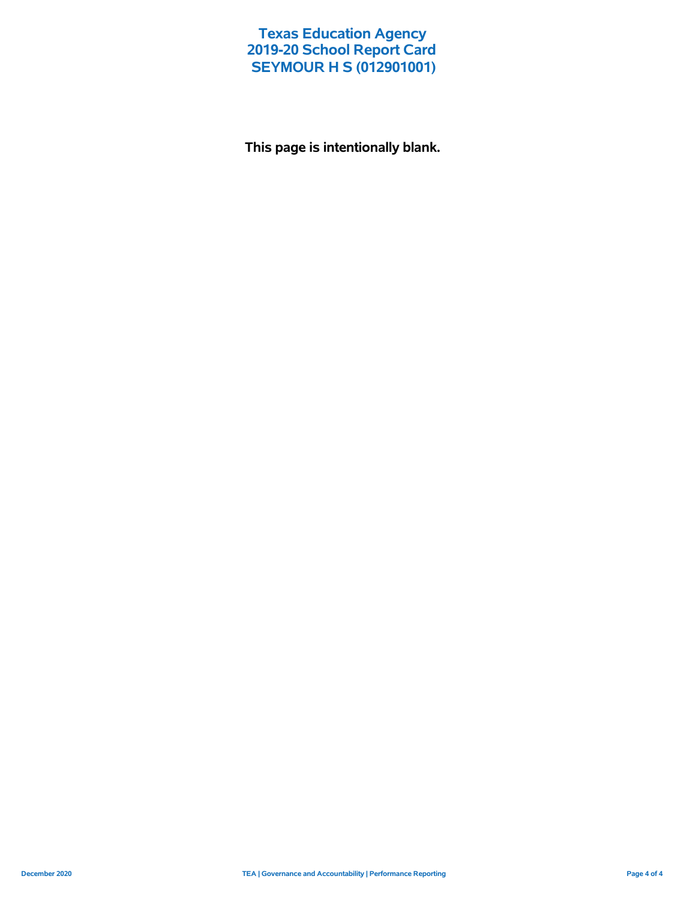# Texas Education Agency
# 2019-20 School Report Card
# SEYMOUR H S (012901001)

**This page is intentionally blank.**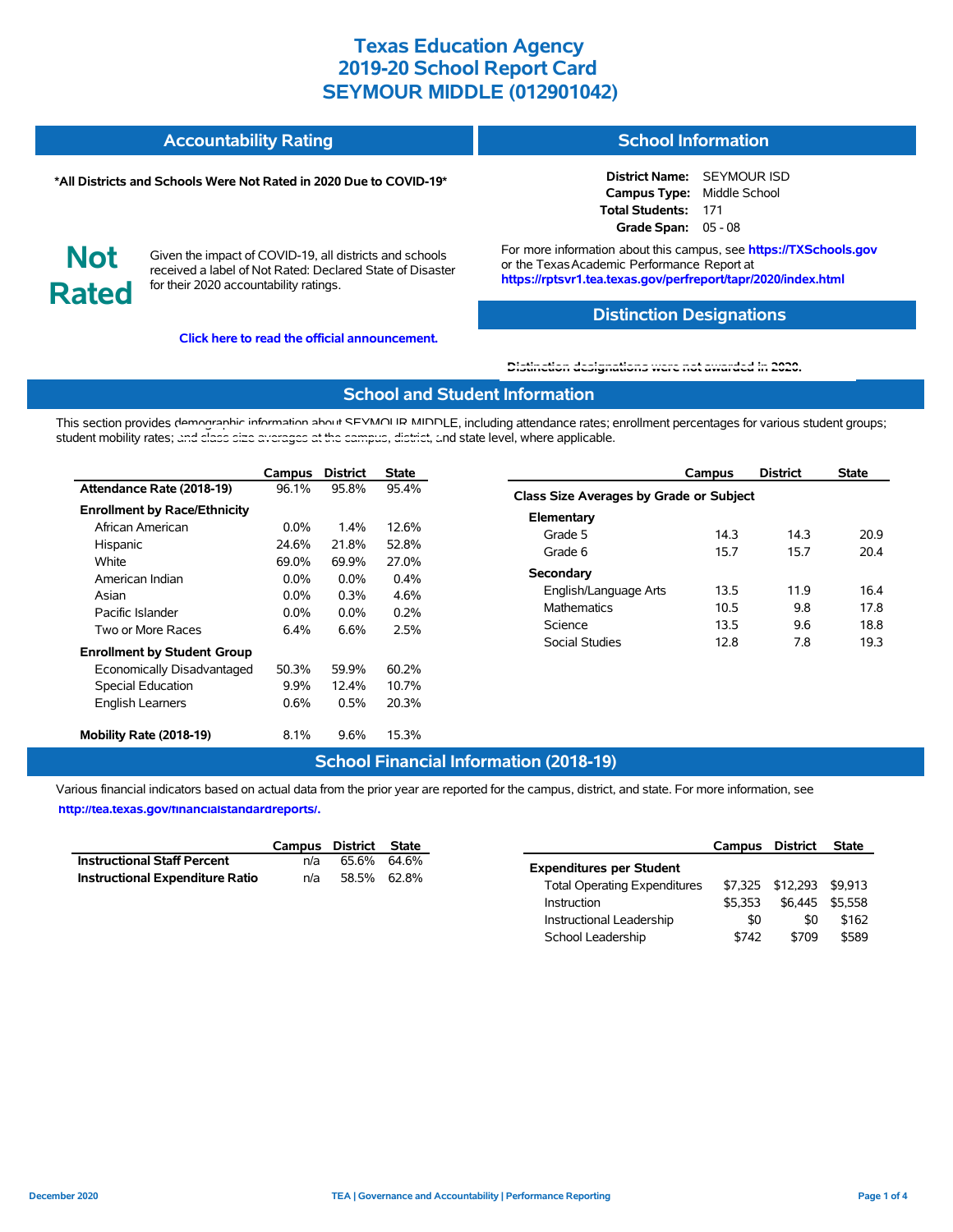# Texas Education Agency
# 2019-20 School Report Card
# SEYMOUR MIDDLE (012901042)

## Accountability Rating

**\*All Districts and Schools Were Not Rated in 2020 Due to COVID-19\***

**Not Rated**

Given the impact of COVID-19, all districts and schools received a label of Not Rated: Declared State of Disaster for their 2020 accountability ratings.

**Click here to read the official announcement.**

## School Information

**District Name:** SEYMOUR ISD
**Campus Type:** Middle School
**Total Students:** 171
**Grade Span:** 05 - 08

For more information about this campus, see **https://TXSchools.gov** or the Texas Academic Performance Report at **https://rptsvr1.tea.texas.gov/perfreport/tapr/2020/index.html**

## Distinction Designations

Distinction designations were not awarded in 2020.

## School and Student Information

This section provides demographic information about SEYMOUR MIDDLE, including attendance rates; enrollment percentages for various student groups; student mobility rates; and class size averages at the campus, district, and state level, where applicable.

| | Campus | District | State |
|---|---|---|---|
| **Attendance Rate (2018-19)** | 96.1% | 95.8% | 95.4% |
| **Enrollment by Race/Ethnicity** | | | |
| African American | 0.0% | 1.4% | 12.6% |
| Hispanic | 24.6% | 21.8% | 52.8% |
| White | 69.0% | 69.9% | 27.0% |
| American Indian | 0.0% | 0.0% | 0.4% |
| Asian | 0.0% | 0.3% | 4.6% |
| Pacific Islander | 0.0% | 0.0% | 0.2% |
| Two or More Races | 6.4% | 6.6% | 2.5% |
| **Enrollment by Student Group** | | | |
| Economically Disadvantaged | 50.3% | 59.9% | 60.2% |
| Special Education | 9.9% | 12.4% | 10.7% |
| English Learners | 0.6% | 0.5% | 20.3% |
| **Mobility Rate (2018-19)** | 8.1% | 9.6% | 15.3% |

| | Campus | District | State |
|---|---|---|---|
| **Class Size Averages by Grade or Subject** | | | |
| **Elementary** | | | |
| Grade 5 | 14.3 | 14.3 | 20.9 |
| Grade 6 | 15.7 | 15.7 | 20.4 |
| **Secondary** | | | |
| English/Language Arts | 13.5 | 11.9 | 16.4 |
| Mathematics | 10.5 | 9.8 | 17.8 |
| Science | 13.5 | 9.6 | 18.8 |
| Social Studies | 12.8 | 7.8 | 19.3 |

## School Financial Information (2018-19)

Various financial indicators based on actual data from the prior year are reported for the campus, district, and state. For more information, see **http://tea.texas.gov/financialstandardreports/.**

| | Campus | District | State |
|---|---|---|---|
| **Instructional Staff Percent** | n/a | 65.6% | 64.6% |
| **Instructional Expenditure Ratio** | n/a | 58.5% | 62.8% |

| | Campus | District | State |
|---|---|---|---|
| **Expenditures per Student** | | | |
| Total Operating Expenditures | $7,325 | $12,293 | $9,913 |
| Instruction | $5,353 | $6,445 | $5,558 |
| Instructional Leadership | $0 | $0 | $162 |
| School Leadership | $742 | $709 | $589 |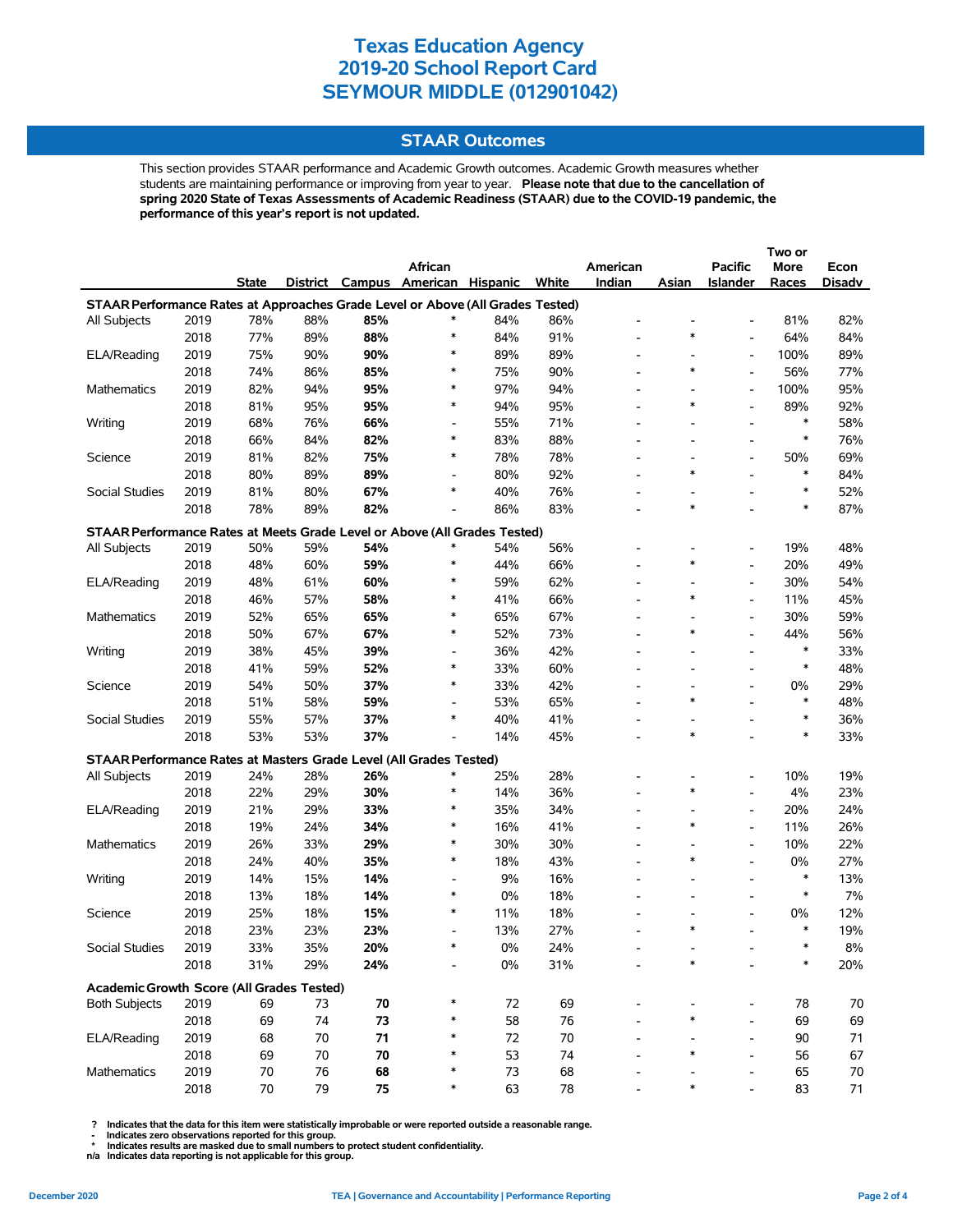# Texas Education Agency
# 2019-20 School Report Card
# SEYMOUR MIDDLE (012901042)

## STAAR Outcomes

This section provides STAAR performance and Academic Growth outcomes. Academic Growth measures whether students are maintaining performance or improving from year to year. **Please note that due to the cancellation of spring 2020 State of Texas Assessments of Academic Readiness (STAAR) due to the COVID-19 pandemic, the performance of this year's report is not updated.**

| | | State | District | Campus | African American | Hispanic | White | American Indian | Asian | Pacific Islander | Two or More Races | Econ Disadv |
|---|---|---|---|---|---|---|---|---|---|---|---|---|
| **STAAR Performance Rates at Approaches Grade Level or Above (All Grades Tested)** | | | | | | | | | | | | |
| All Subjects | 2019 | 78% | 88% | **85%** | * | 84% | 86% | - | - | - | 81% | 82% |
| | 2018 | 77% | 89% | **88%** | * | 84% | 91% | - | * | - | 64% | 84% |
| ELA/Reading | 2019 | 75% | 90% | **90%** | * | 89% | 89% | - | - | - | 100% | 89% |
| | 2018 | 74% | 86% | **85%** | * | 75% | 90% | - | * | - | 56% | 77% |
| Mathematics | 2019 | 82% | 94% | **95%** | * | 97% | 94% | - | - | - | 100% | 95% |
| | 2018 | 81% | 95% | **95%** | * | 94% | 95% | - | * | - | 89% | 92% |
| Writing | 2019 | 68% | 76% | **66%** | - | 55% | 71% | - | - | - | * | 58% |
| | 2018 | 66% | 84% | **82%** | * | 83% | 88% | - | - | - | * | 76% |
| Science | 2019 | 81% | 82% | **75%** | * | 78% | 78% | - | - | - | 50% | 69% |
| | 2018 | 80% | 89% | **89%** | - | 80% | 92% | - | * | - | * | 84% |
| Social Studies | 2019 | 81% | 80% | **67%** | * | 40% | 76% | - | - | - | * | 52% |
| | 2018 | 78% | 89% | **82%** | - | 86% | 83% | - | * | - | * | 87% |
| **STAAR Performance Rates at Meets Grade Level or Above (All Grades Tested)** | | | | | | | | | | | | |
| All Subjects | 2019 | 50% | 59% | **54%** | * | 54% | 56% | - | - | - | 19% | 48% |
| | 2018 | 48% | 60% | **59%** | * | 44% | 66% | - | * | - | 20% | 49% |
| ELA/Reading | 2019 | 48% | 61% | **60%** | * | 59% | 62% | - | - | - | 30% | 54% |
| | 2018 | 46% | 57% | **58%** | * | 41% | 66% | - | * | - | 11% | 45% |
| Mathematics | 2019 | 52% | 65% | **65%** | * | 65% | 67% | - | - | - | 30% | 59% |
| | 2018 | 50% | 67% | **67%** | * | 52% | 73% | - | * | - | 44% | 56% |
| Writing | 2019 | 38% | 45% | **39%** | - | 36% | 42% | - | - | - | * | 33% |
| | 2018 | 41% | 59% | **52%** | * | 33% | 60% | - | - | - | * | 48% |
| Science | 2019 | 54% | 50% | **37%** | * | 33% | 42% | - | - | - | 0% | 29% |
| | 2018 | 51% | 58% | **59%** | - | 53% | 65% | - | * | - | * | 48% |
| Social Studies | 2019 | 55% | 57% | **37%** | * | 40% | 41% | - | - | - | * | 36% |
| | 2018 | 53% | 53% | **37%** | - | 14% | 45% | - | * | - | * | 33% |
| **STAAR Performance Rates at Masters Grade Level (All Grades Tested)** | | | | | | | | | | | | |
| All Subjects | 2019 | 24% | 28% | **26%** | * | 25% | 28% | - | - | - | 10% | 19% |
| | 2018 | 22% | 29% | **30%** | * | 14% | 36% | - | * | - | 4% | 23% |
| ELA/Reading | 2019 | 21% | 29% | **33%** | * | 35% | 34% | - | - | - | 20% | 24% |
| | 2018 | 19% | 24% | **34%** | * | 16% | 41% | - | * | - | 11% | 26% |
| Mathematics | 2019 | 26% | 33% | **29%** | * | 30% | 30% | - | - | - | 10% | 22% |
| | 2018 | 24% | 40% | **35%** | * | 18% | 43% | - | * | - | 0% | 27% |
| Writing | 2019 | 14% | 15% | **14%** | - | 9% | 16% | - | - | - | * | 13% |
| | 2018 | 13% | 18% | **14%** | * | 0% | 18% | - | - | - | * | 7% |
| Science | 2019 | 25% | 18% | **15%** | * | 11% | 18% | - | - | - | 0% | 12% |
| | 2018 | 23% | 23% | **23%** | - | 13% | 27% | - | * | - | * | 19% |
| Social Studies | 2019 | 33% | 35% | **20%** | * | 0% | 24% | - | - | - | * | 8% |
| | 2018 | 31% | 29% | **24%** | - | 0% | 31% | - | * | - | * | 20% |
| **Academic Growth Score (All Grades Tested)** | | | | | | | | | | | | |
| Both Subjects | 2019 | 69 | 73 | **70** | * | 72 | 69 | - | - | - | 78 | 70 |
| | 2018 | 69 | 74 | **73** | * | 58 | 76 | - | * | - | 69 | 69 |
| ELA/Reading | 2019 | 68 | 70 | **71** | * | 72 | 70 | - | - | - | 90 | 71 |
| | 2018 | 69 | 70 | **70** | * | 53 | 74 | - | * | - | 56 | 67 |
| Mathematics | 2019 | 70 | 76 | **68** | * | 73 | 68 | - | - | - | 65 | 70 |
| | 2018 | 70 | 79 | **75** | * | 63 | 78 | - | * | - | 83 | 71 |

? Indicates that the data for this item were statistically improbable or were reported outside a reasonable range.
- Indicates zero observations reported for this group.
* Indicates results are masked due to small numbers to protect student confidentiality.
n/a Indicates data reporting is not applicable for this group.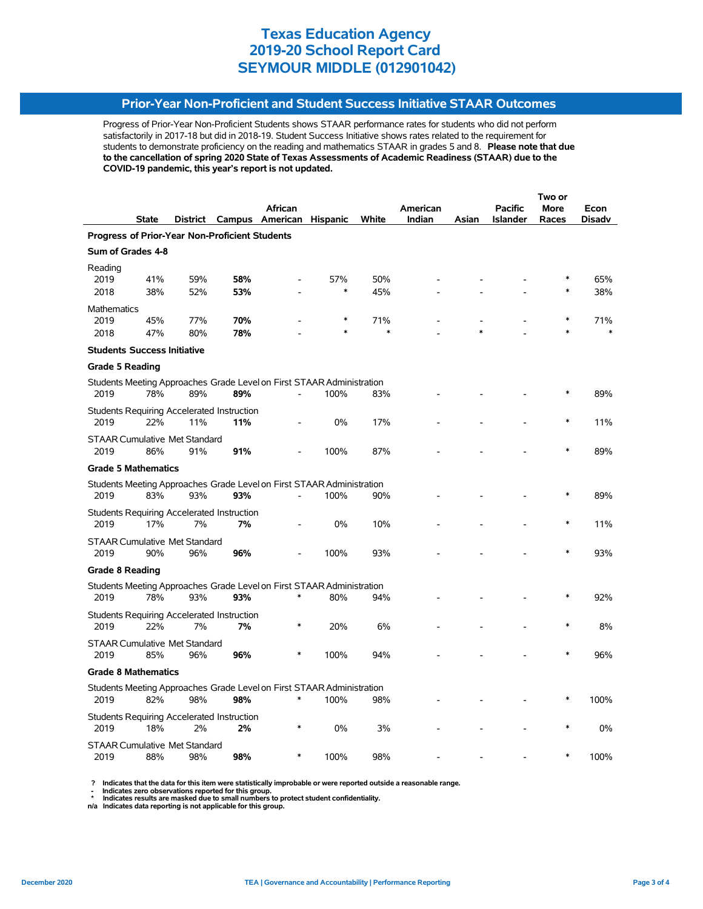# Texas Education Agency
# 2019-20 School Report Card
# SEYMOUR MIDDLE (012901042)

## Prior-Year Non-Proficient and Student Success Initiative STAAR Outcomes

Progress of Prior-Year Non-Proficient Students shows STAAR performance rates for students who did not perform satisfactorily in 2017-18 but did in 2018-19. Student Success Initiative shows rates related to the requirement for students to demonstrate proficiency on the reading and mathematics STAAR in grades 5 and 8. **Please note that due to the cancellation of spring 2020 State of Texas Assessments of Academic Readiness (STAAR) due to the COVID-19 pandemic, this year's report is not updated.**

| | State | District | Campus | African American | Hispanic | White | American Indian | Asian | Pacific Islander | Two or More Races | Econ Disadv |
|---|---|---|---|---|---|---|---|---|---|---|---|
| **Progress of Prior-Year Non-Proficient Students** | | | | | | | | | | | |
| **Sum of Grades 4-8** | | | | | | | | | | | |
| Reading | | | | | | | | | | | |
| 2019 | 41% | 59% | **58%** | - | 57% | 50% | - | - | - | * | 65% |
| 2018 | 38% | 52% | **53%** | - | * | 45% | - | - | - | * | 38% |
| Mathematics | | | | | | | | | | | |
| 2019 | 45% | 77% | **70%** | - | * | 71% | - | - | - | * | 71% |
| 2018 | 47% | 80% | **78%** | - | * | * | - | * | - | * | * |
| **Students Success Initiative** | | | | | | | | | | | |
| **Grade 5 Reading** | | | | | | | | | | | |
| Students Meeting Approaches Grade Level on First STAAR Administration | | | | | | | | | | | |
| 2019 | 78% | 89% | **89%** | - | 100% | 83% | - | - | - | * | 89% |
| Students Requiring Accelerated Instruction | | | | | | | | | | | |
| 2019 | 22% | 11% | **11%** | - | 0% | 17% | - | - | - | * | 11% |
| STAAR Cumulative Met Standard | | | | | | | | | | | |
| 2019 | 86% | 91% | **91%** | - | 100% | 87% | - | - | - | * | 89% |
| **Grade 5 Mathematics** | | | | | | | | | | | |
| Students Meeting Approaches Grade Level on First STAAR Administration | | | | | | | | | | | |
| 2019 | 83% | 93% | **93%** | - | 100% | 90% | - | - | - | * | 89% |
| Students Requiring Accelerated Instruction | | | | | | | | | | | |
| 2019 | 17% | 7% | **7%** | - | 0% | 10% | - | - | - | * | 11% |
| STAAR Cumulative Met Standard | | | | | | | | | | | |
| 2019 | 90% | 96% | **96%** | - | 100% | 93% | - | - | - | * | 93% |
| **Grade 8 Reading** | | | | | | | | | | | |
| Students Meeting Approaches Grade Level on First STAAR Administration | | | | | | | | | | | |
| 2019 | 78% | 93% | **93%** | * | 80% | 94% | - | - | - | * | 92% |
| Students Requiring Accelerated Instruction | | | | | | | | | | | |
| 2019 | 22% | 7% | **7%** | * | 20% | 6% | - | - | - | * | 8% |
| STAAR Cumulative Met Standard | | | | | | | | | | | |
| 2019 | 85% | 96% | **96%** | * | 100% | 94% | - | - | - | * | 96% |
| **Grade 8 Mathematics** | | | | | | | | | | | |
| Students Meeting Approaches Grade Level on First STAAR Administration | | | | | | | | | | | |
| 2019 | 82% | 98% | **98%** | * | 100% | 98% | - | - | - | * | 100% |
| Students Requiring Accelerated Instruction | | | | | | | | | | | |
| 2019 | 18% | 2% | **2%** | * | 0% | 3% | - | - | - | * | 0% |
| STAAR Cumulative Met Standard | | | | | | | | | | | |
| 2019 | 88% | 98% | **98%** | * | 100% | 98% | - | - | - | * | 100% |

? Indicates that the data for this item were statistically improbable or were reported outside a reasonable range.
- Indicates zero observations reported for this group.
* Indicates results are masked due to small numbers to protect student confidentiality.
n/a Indicates data reporting is not applicable for this group.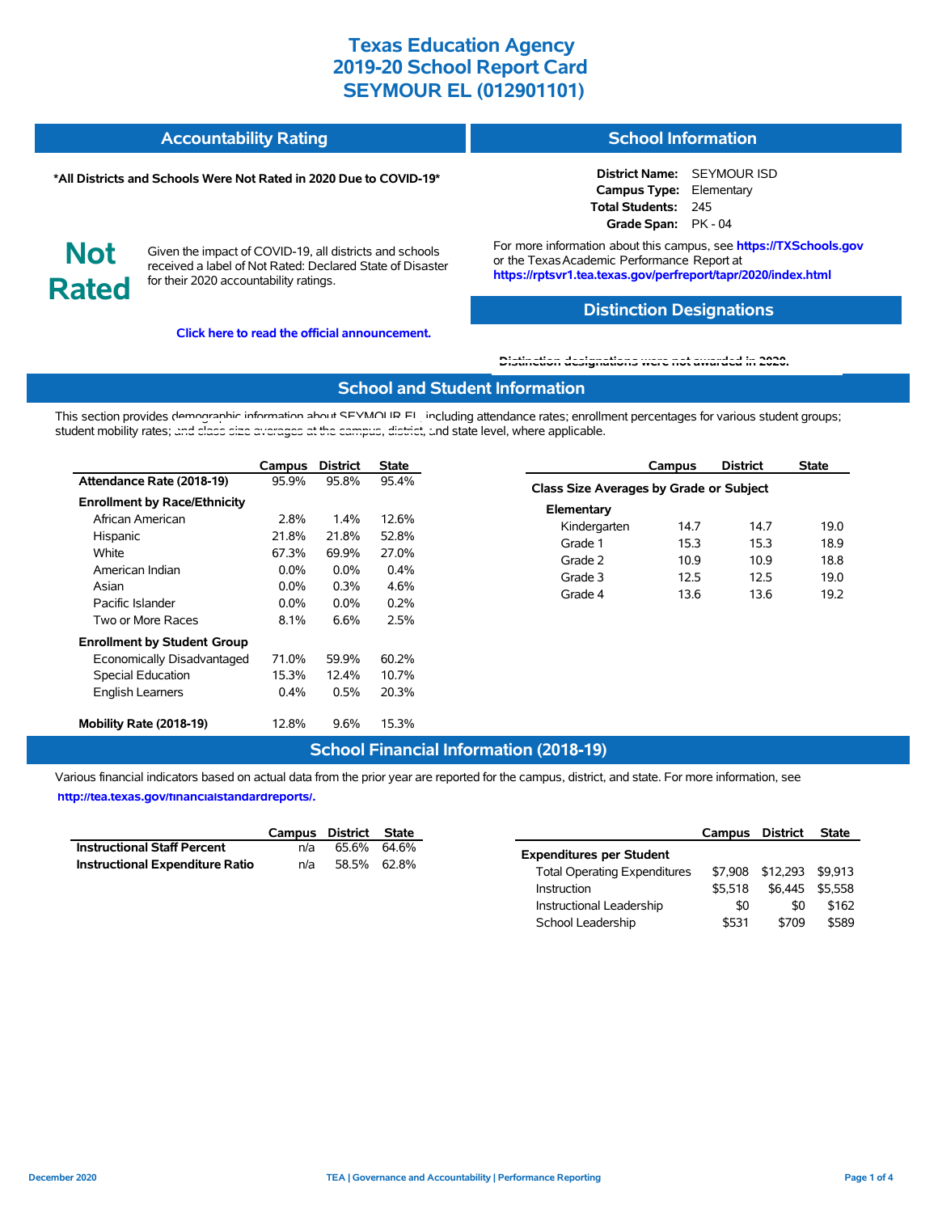# Texas Education Agency
# 2019-20 School Report Card
# SEYMOUR EL (012901101)

## Accountability Rating

**\*All Districts and Schools Were Not Rated in 2020 Due to COVID-19\***

**Not Rated**

Given the impact of COVID-19, all districts and schools received a label of Not Rated: Declared State of Disaster for their 2020 accountability ratings.

**Click here to read the official announcement.**

## School Information

**District Name:** SEYMOUR ISD
**Campus Type:** Elementary
**Total Students:** 245
**Grade Span:** PK - 04

For more information about this campus, see **https://TXSchools.gov** or the Texas Academic Performance Report at **https://rptsvr1.tea.texas.gov/perfreport/tapr/2020/index.html**

## Distinction Designations

Distinction designations were not awarded in 2020.

## School and Student Information

This section provides demographic information about SEYMOUR EL, including attendance rates; enrollment percentages for various student groups; student mobility rates; and class size averages at the campus, district, and state level, where applicable.

| | Campus | District | State |
|---|---|---|---|
| **Attendance Rate (2018-19)** | 95.9% | 95.8% | 95.4% |
| **Enrollment by Race/Ethnicity** | | | |
| African American | 2.8% | 1.4% | 12.6% |
| Hispanic | 21.8% | 21.8% | 52.8% |
| White | 67.3% | 69.9% | 27.0% |
| American Indian | 0.0% | 0.0% | 0.4% |
| Asian | 0.0% | 0.3% | 4.6% |
| Pacific Islander | 0.0% | 0.0% | 0.2% |
| Two or More Races | 8.1% | 6.6% | 2.5% |
| **Enrollment by Student Group** | | | |
| Economically Disadvantaged | 71.0% | 59.9% | 60.2% |
| Special Education | 15.3% | 12.4% | 10.7% |
| English Learners | 0.4% | 0.5% | 20.3% |
| **Mobility Rate (2018-19)** | 12.8% | 9.6% | 15.3% |

| | Campus | District | State |
|---|---|---|---|
| **Class Size Averages by Grade or Subject** | | | |
| **Elementary** | | | |
| Kindergarten | 14.7 | 14.7 | 19.0 |
| Grade 1 | 15.3 | 15.3 | 18.9 |
| Grade 2 | 10.9 | 10.9 | 18.8 |
| Grade 3 | 12.5 | 12.5 | 19.0 |
| Grade 4 | 13.6 | 13.6 | 19.2 |

## School Financial Information (2018-19)

Various financial indicators based on actual data from the prior year are reported for the campus, district, and state. For more information, see **http://tea.texas.gov/financialstandardreports/.**

| | Campus | District | State |
|---|---|---|---|
| **Instructional Staff Percent** | n/a | 65.6% | 64.6% |
| **Instructional Expenditure Ratio** | n/a | 58.5% | 62.8% |

| | Campus | District | State |
|---|---|---|---|
| **Expenditures per Student** | | | |
| Total Operating Expenditures | $7,908 | $12,293 | $9,913 |
| Instruction | $5,518 | $6,445 | $5,558 |
| Instructional Leadership | $0 | $0 | $162 |
| School Leadership | $531 | $709 | $589 |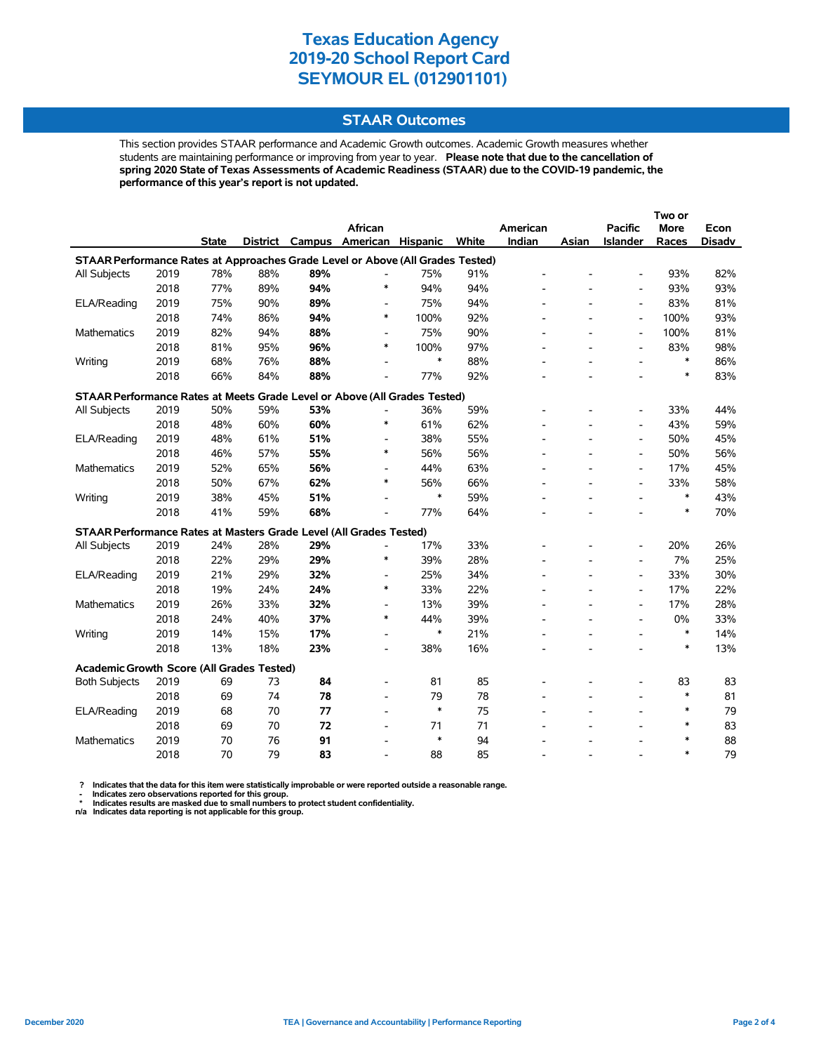# Texas Education Agency
# 2019-20 School Report Card
# SEYMOUR EL (012901101)

## STAAR Outcomes

This section provides STAAR performance and Academic Growth outcomes. Academic Growth measures whether students are maintaining performance or improving from year to year. **Please note that due to the cancellation of spring 2020 State of Texas Assessments of Academic Readiness (STAAR) due to the COVID-19 pandemic, the performance of this year's report is not updated.**

| | | State | District | Campus | African American | Hispanic | White | American Indian | Asian | Pacific Islander | Two or More Races | Econ Disadv |
|---|---|---|---|---|---|---|---|---|---|---|---|---|
| **STAAR Performance Rates at Approaches Grade Level or Above (All Grades Tested)** | | | | | | | | | | | | |
| All Subjects | 2019 | 78% | 88% | **89%** | - | 75% | 91% | - | - | - | 93% | 82% |
| | 2018 | 77% | 89% | **94%** | * | 94% | 94% | - | - | - | 93% | 93% |
| ELA/Reading | 2019 | 75% | 90% | **89%** | - | 75% | 94% | - | - | - | 83% | 81% |
| | 2018 | 74% | 86% | **94%** | * | 100% | 92% | - | - | - | 100% | 93% |
| Mathematics | 2019 | 82% | 94% | **88%** | - | 75% | 90% | - | - | - | 100% | 81% |
| | 2018 | 81% | 95% | **96%** | * | 100% | 97% | - | - | - | 83% | 98% |
| Writing | 2019 | 68% | 76% | **88%** | - | * | 88% | - | - | - | * | 86% |
| | 2018 | 66% | 84% | **88%** | - | 77% | 92% | - | - | - | * | 83% |
| **STAAR Performance Rates at Meets Grade Level or Above (All Grades Tested)** | | | | | | | | | | | | |
| All Subjects | 2019 | 50% | 59% | **53%** | - | 36% | 59% | - | - | - | 33% | 44% |
| | 2018 | 48% | 60% | **60%** | * | 61% | 62% | - | - | - | 43% | 59% |
| ELA/Reading | 2019 | 48% | 61% | **51%** | - | 38% | 55% | - | - | - | 50% | 45% |
| | 2018 | 46% | 57% | **55%** | * | 56% | 56% | - | - | - | 50% | 56% |
| Mathematics | 2019 | 52% | 65% | **56%** | - | 44% | 63% | - | - | - | 17% | 45% |
| | 2018 | 50% | 67% | **62%** | * | 56% | 66% | - | - | - | 33% | 58% |
| Writing | 2019 | 38% | 45% | **51%** | - | * | 59% | - | - | - | * | 43% |
| | 2018 | 41% | 59% | **68%** | - | 77% | 64% | - | - | - | * | 70% |
| **STAAR Performance Rates at Masters Grade Level (All Grades Tested)** | | | | | | | | | | | | |
| All Subjects | 2019 | 24% | 28% | **29%** | - | 17% | 33% | - | - | - | 20% | 26% |
| | 2018 | 22% | 29% | **29%** | * | 39% | 28% | - | - | - | 7% | 25% |
| ELA/Reading | 2019 | 21% | 29% | **32%** | - | 25% | 34% | - | - | - | 33% | 30% |
| | 2018 | 19% | 24% | **24%** | * | 33% | 22% | - | - | - | 17% | 22% |
| Mathematics | 2019 | 26% | 33% | **32%** | - | 13% | 39% | - | - | - | 17% | 28% |
| | 2018 | 24% | 40% | **37%** | * | 44% | 39% | - | - | - | 0% | 33% |
| Writing | 2019 | 14% | 15% | **17%** | - | * | 21% | - | - | - | * | 14% |
| | 2018 | 13% | 18% | **23%** | - | 38% | 16% | - | - | - | * | 13% |
| **Academic Growth Score (All Grades Tested)** | | | | | | | | | | | | |
| Both Subjects | 2019 | 69 | 73 | **84** | - | 81 | 85 | - | - | - | 83 | 83 |
| | 2018 | 69 | 74 | **78** | - | 79 | 78 | - | - | - | * | 81 |
| ELA/Reading | 2019 | 68 | 70 | **77** | - | * | 75 | - | - | - | * | 79 |
| | 2018 | 69 | 70 | **72** | - | 71 | 71 | - | - | - | * | 83 |
| Mathematics | 2019 | 70 | 76 | **91** | - | * | 94 | - | - | - | * | 88 |
| | 2018 | 70 | 79 | **83** | - | 88 | 85 | - | - | - | * | 79 |

**?** Indicates that the data for this item were statistically improbable or were reported outside a reasonable range.
**-** Indicates zero observations reported for this group.
**\*** Indicates results are masked due to small numbers to protect student confidentiality.
**n/a** Indicates data reporting is not applicable for this group.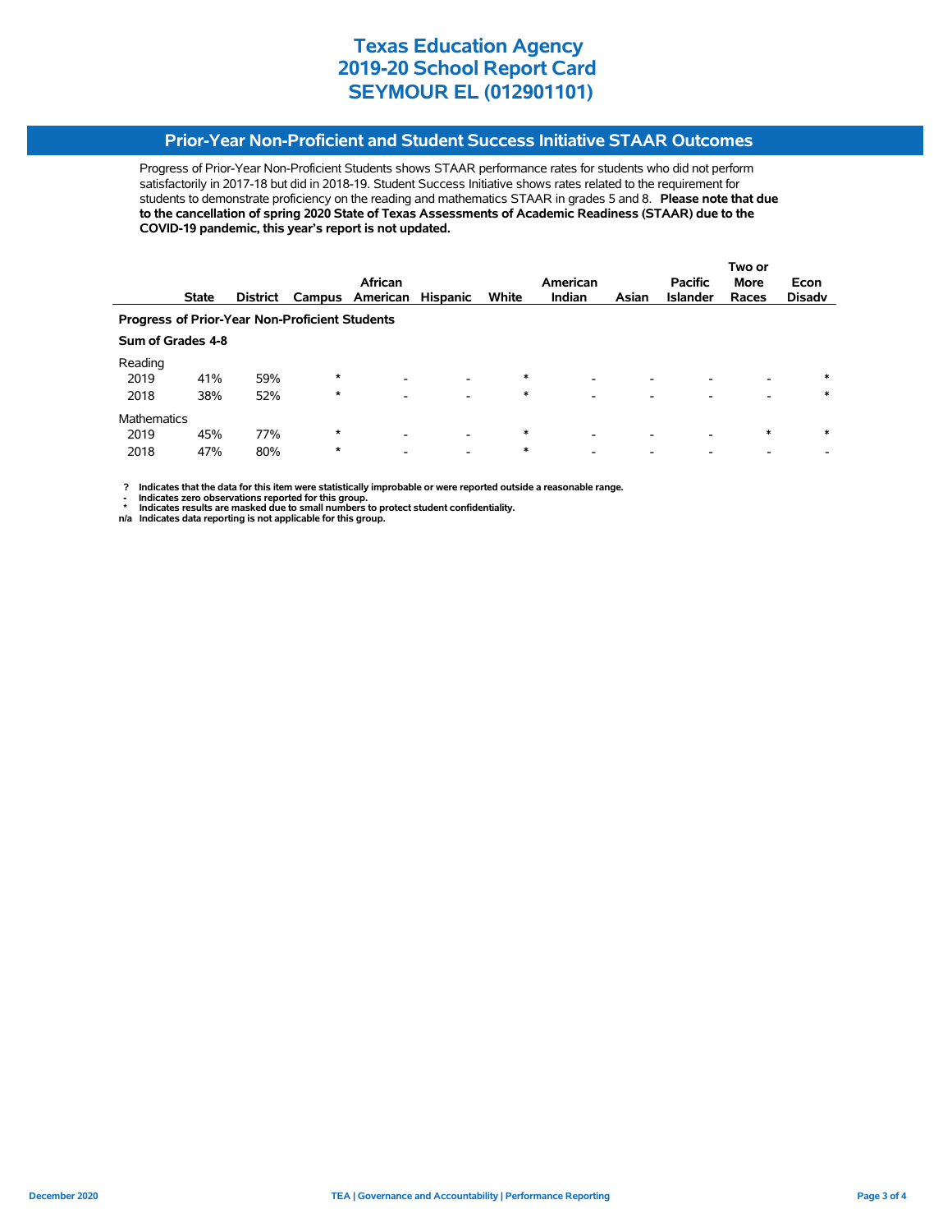# Texas Education Agency
# 2019-20 School Report Card
# SEYMOUR EL (012901101)

## Prior-Year Non-Proficient and Student Success Initiative STAAR Outcomes

Progress of Prior-Year Non-Proficient Students shows STAAR performance rates for students who did not perform satisfactorily in 2017-18 but did in 2018-19. Student Success Initiative shows rates related to the requirement for students to demonstrate proficiency on the reading and mathematics STAAR in grades 5 and 8. **Please note that due to the cancellation of spring 2020 State of Texas Assessments of Academic Readiness (STAAR) due to the COVID-19 pandemic, this year's report is not updated.**

| | State | District | Campus | African American | Hispanic | White | American Indian | Asian | Pacific Islander | Two or More Races | Econ Disadv |
|---|---|---|---|---|---|---|---|---|---|---|---|
| **Progress of Prior-Year Non-Proficient Students** | | | | | | | | | | | |
| **Sum of Grades 4-8** | | | | | | | | | | | |
| Reading | | | | | | | | | | | |
| 2019 | 41% | 59% | * | - | - | * | - | - | - | - | * |
| 2018 | 38% | 52% | * | - | - | * | - | - | - | - | * |
| Mathematics | | | | | | | | | | | |
| 2019 | 45% | 77% | * | - | - | * | - | - | - | * | * |
| 2018 | 47% | 80% | * | - | - | * | - | - | - | - | - |

**?** Indicates that the data for this item were statistically improbable or were reported outside a reasonable range.
**-** Indicates zero observations reported for this group.
**\*** Indicates results are masked due to small numbers to protect student confidentiality.
**n/a** Indicates data reporting is not applicable for this group.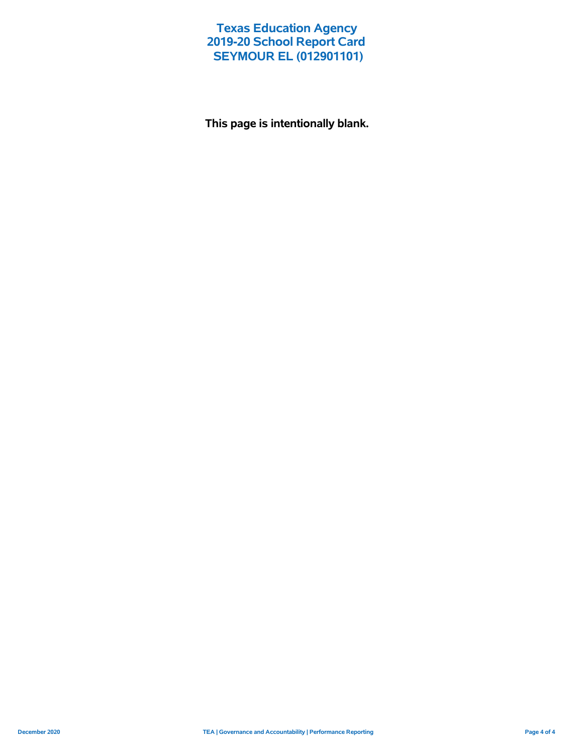# Texas Education Agency
# 2019-20 School Report Card
# SEYMOUR EL (012901101)

**This page is intentionally blank.**